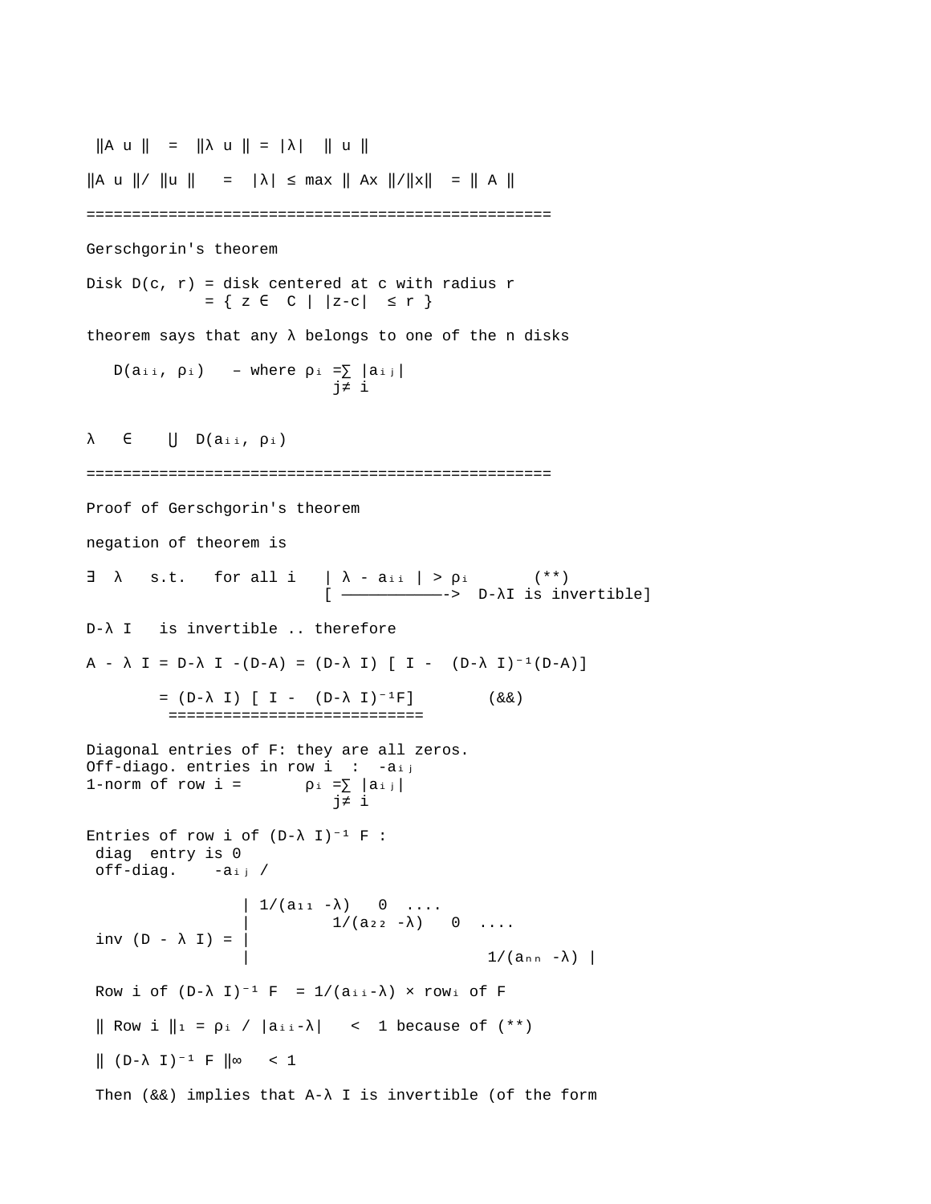$$\|A u\| = \|\lambda u\| = |\lambda| \ \|u\|$$

$$\|A u\| / \|u\| = |\lambda| \le \max \|Ax\|/\|x\| = \|A\|$$

==================================================

Gerschgorin's theorem

Disk $D(c, r)$ = disk centered at $c$ with radius $r$
$= \{ z \in C \mid |z-c| \le r \}$

theorem says that any $\lambda$ belongs to one of the n disks

$D(a_{ii}, \rho_i)$ – where $\rho_i = \sum_{j \ne i} |a_{ij}|$

$$\lambda \in \bigcup D(a_{ii}, \rho_i)$$

==================================================

Proof of Gerschgorin's theorem

negation of theorem is

$\exists \ \lambda$ s.t. for all $i$ $| \lambda - a_{ii} | > \rho_i$ (**)
[ ————————> $D-\lambda I$ is invertible]

$D-\lambda I$ is invertible .. therefore

$$A - \lambda I = D-\lambda I -(D-A) = (D-\lambda I) [ I - (D-\lambda I)^{-1}(D-A)]$$

$$= (D-\lambda I) [ I - (D-\lambda I)^{-1}F] \qquad (\&\&)$$

Diagonal entries of F: they are all zeros.
Off-diago. entries in row i : $-a_{ij}$
1-norm of row i = $\rho_i = \sum_{j \ne i} |a_{ij}|$

Entries of row i of $(D-\lambda I)^{-1} F$ :
diag entry is 0
off-diag. $-a_{ij}$ /

$$\text{inv}(D - \lambda I) = \begin{vmatrix} 1/(a_{11} - \lambda) & 0 & \dots & \\ & 1/(a_{22} - \lambda) & 0 & \dots \\ & & & \\ & & & 1/(a_{nn} - \lambda) \end{vmatrix}$$

Row i of $(D-\lambda I)^{-1} F = 1/(a_{ii}-\lambda) \times \text{row}_i$ of F

$\|$ Row i $\|_1 = \rho_i / |a_{ii}-\lambda| < 1$ because of (**)

$\| (D-\lambda I)^{-1} F \|_\infty < 1$

Then (&&) implies that $A-\lambda I$ is invertible (of the form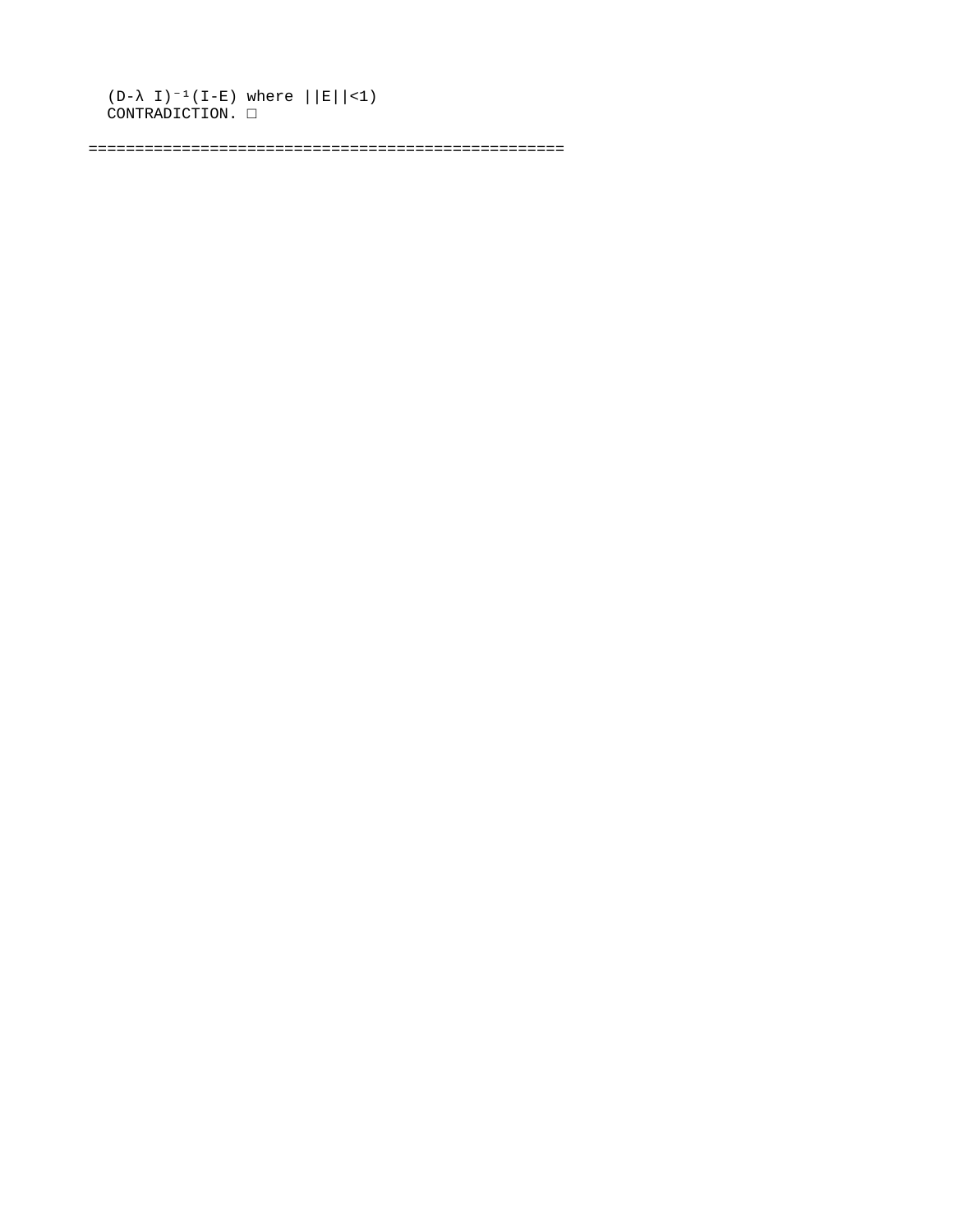$(D-\lambda I)^{-1}(I-E)$ where $||E||<1$)

CONTRADICTION. □

==================================================